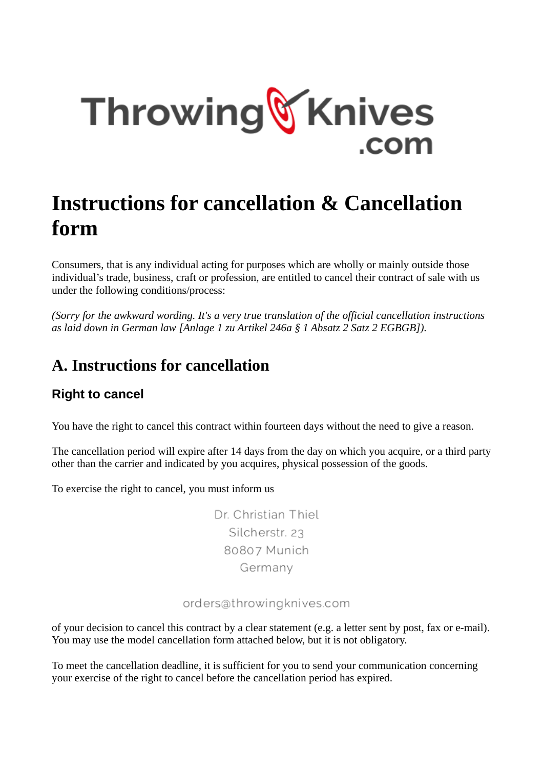ThrowingKnives.com

# Instructions for cancellation & Cancellation form

Consumers, that is any individual acting for purposes which are wholly or mainly outside those individual's trade, business, craft or profession, are entitled to cancel their contract of sale with us under the following conditions/process:

*(Sorry for the awkward wording. It's a very true translation of the official cancellation instructions as laid down in German law [Anlage 1 zu Artikel 246a § 1 Absatz 2 Satz 2 EGBGB]).*

## A. Instructions for cancellation

### Right to cancel

You have the right to cancel this contract within fourteen days without the need to give a reason.

The cancellation period will expire after 14 days from the day on which you acquire, or a third party other than the carrier and indicated by you acquires, physical possession of the goods.

To exercise the right to cancel, you must inform us

Dr. Christian Thiel
Silcherstr. 23
80807 Munich
Germany

orders@throwingknives.com

of your decision to cancel this contract by a clear statement (e.g. a letter sent by post, fax or e-mail). You may use the model cancellation form attached below, but it is not obligatory.

To meet the cancellation deadline, it is sufficient for you to send your communication concerning your exercise of the right to cancel before the cancellation period has expired.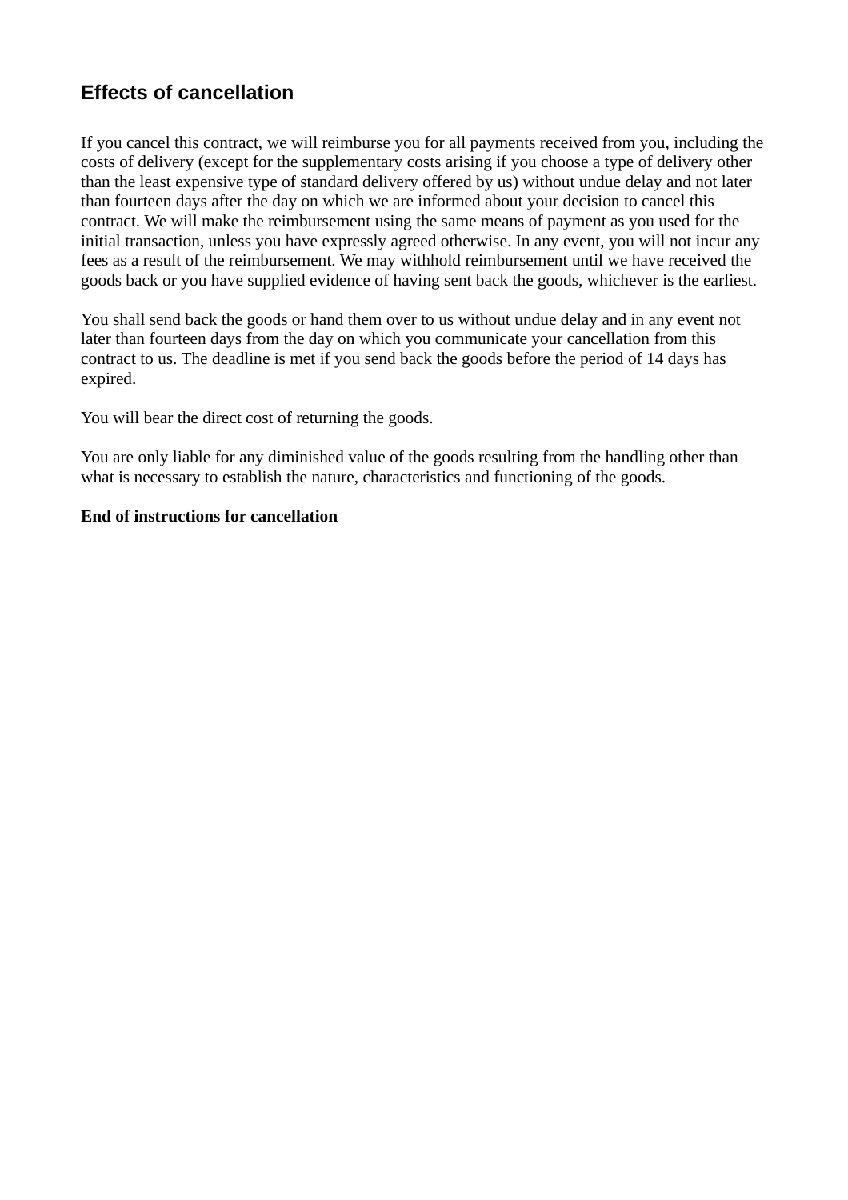## Effects of cancellation

If you cancel this contract, we will reimburse you for all payments received from you, including the costs of delivery (except for the supplementary costs arising if you choose a type of delivery other than the least expensive type of standard delivery offered by us) without undue delay and not later than fourteen days after the day on which we are informed about your decision to cancel this contract. We will make the reimbursement using the same means of payment as you used for the initial transaction, unless you have expressly agreed otherwise. In any event, you will not incur any fees as a result of the reimbursement. We may withhold reimbursement until we have received the goods back or you have supplied evidence of having sent back the goods, whichever is the earliest.

You shall send back the goods or hand them over to us without undue delay and in any event not later than fourteen days from the day on which you communicate your cancellation from this contract to us. The deadline is met if you send back the goods before the period of 14 days has expired.

You will bear the direct cost of returning the goods.

You are only liable for any diminished value of the goods resulting from the handling other than what is necessary to establish the nature, characteristics and functioning of the goods.

**End of instructions for cancellation**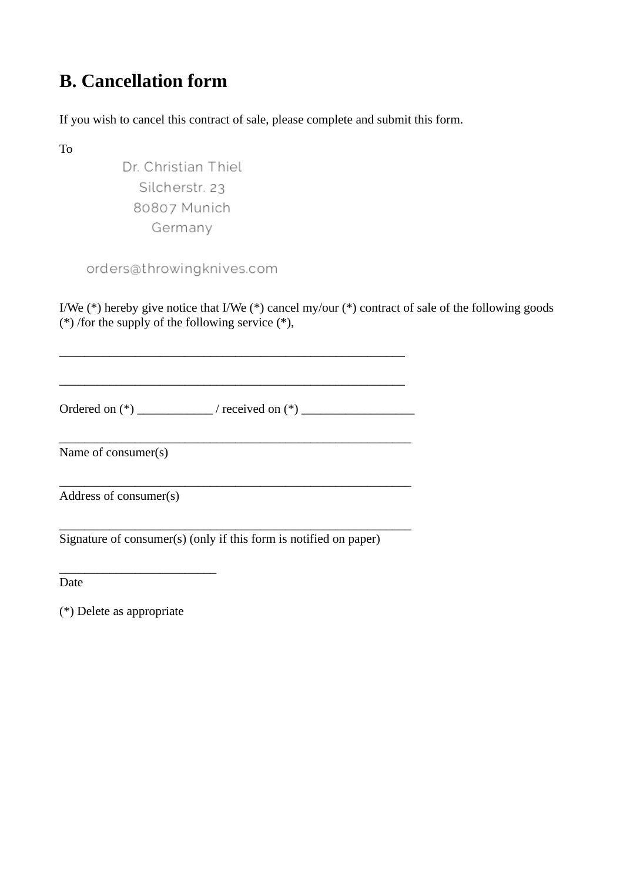## B. Cancellation form

If you wish to cancel this contract of sale, please complete and submit this form.

To

Dr. Christian Thiel
Silcherstr. 23
80807 Munich
Germany

orders@throwingknives.com

I/We (*) hereby give notice that I/We (*) cancel my/our (*) contract of sale of the following goods (*) /for the supply of the following service (*),

_______________________________________________________

_______________________________________________________

Ordered on (*) ____________ / received on (*) __________________

________________________________________________________
Name of consumer(s)

________________________________________________________
Address of consumer(s)

________________________________________________________
Signature of consumer(s) (only if this form is notified on paper)

_________________________
Date

(*) Delete as appropriate